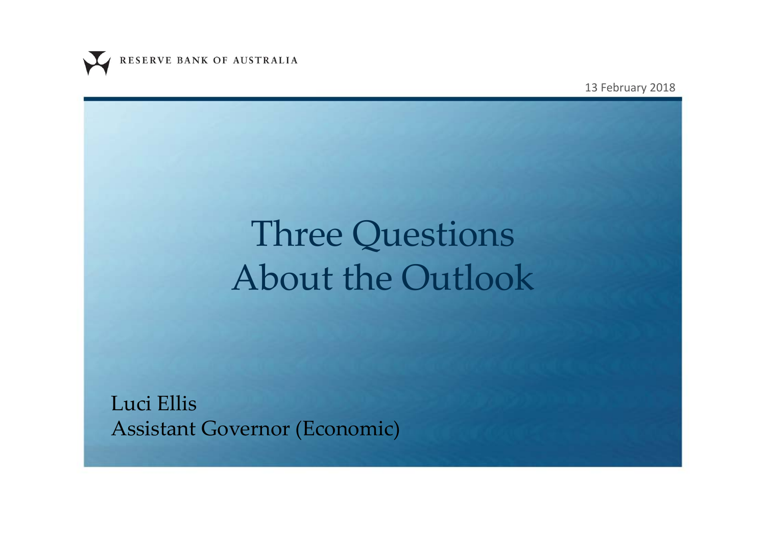RESERVE BANK OF AUSTRALIA

13 February 2018

# Three Questions About the Outlook

Luci Ellis
Assistant Governor (Economic)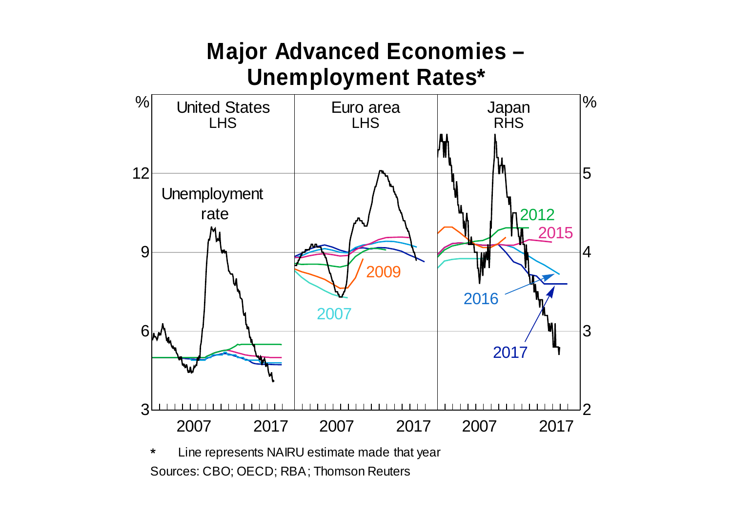# Major Advanced Economies – Unemployment Rates*

\* Line represents NAIRU estimate made that year

Sources: CBO; OECD; RBA; Thomson Reuters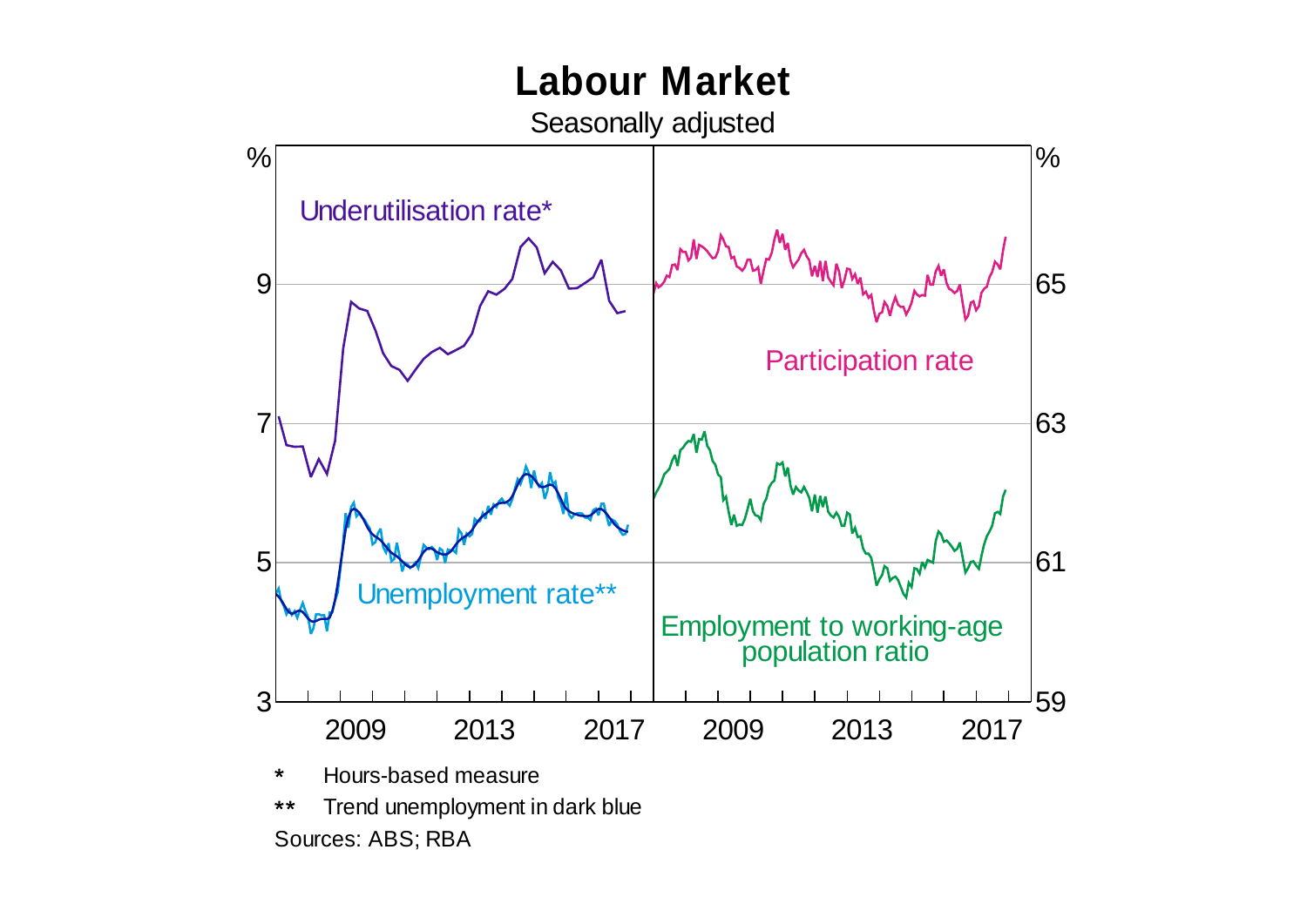# Labour Market

Seasonally adjusted

Underutilisation rate*

Participation rate

Unemployment rate**

Employment to working-age population ratio

\* Hours-based measure

\*\* Trend unemployment in dark blue

Sources: ABS; RBA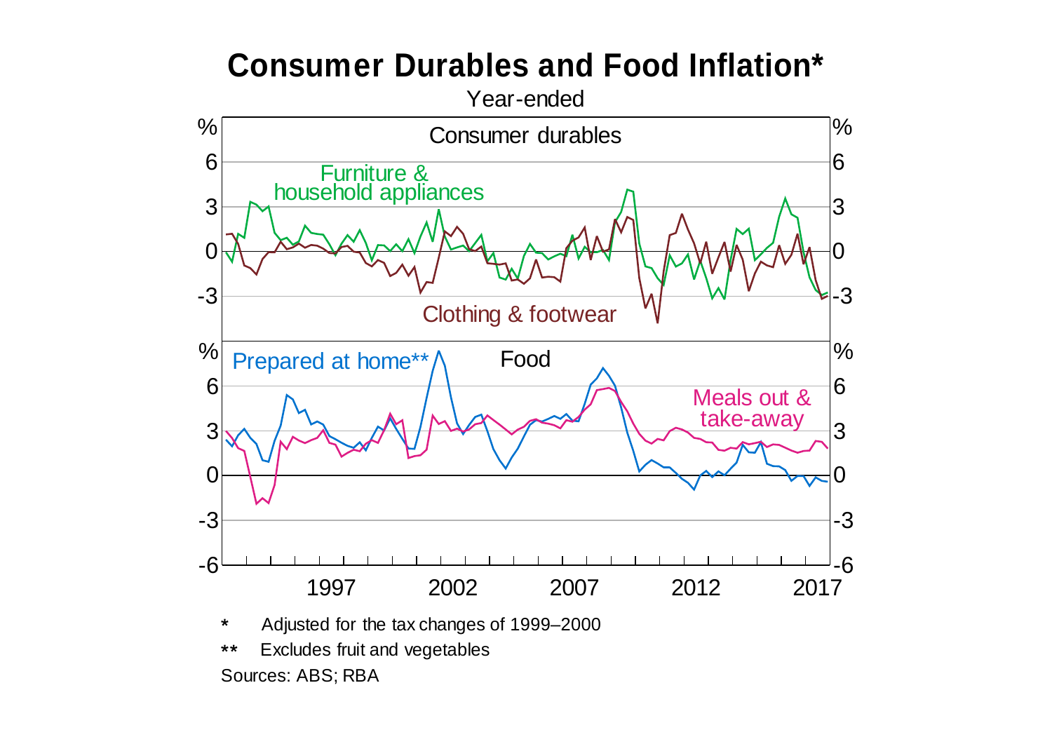# Consumer Durables and Food Inflation*

Year-ended

Consumer durables

Furniture & household appliances

Clothing & footwear

Food

Prepared at home**

Meals out & take-away

\* Adjusted for the tax changes of 1999–2000

** Excludes fruit and vegetables

Sources: ABS; RBA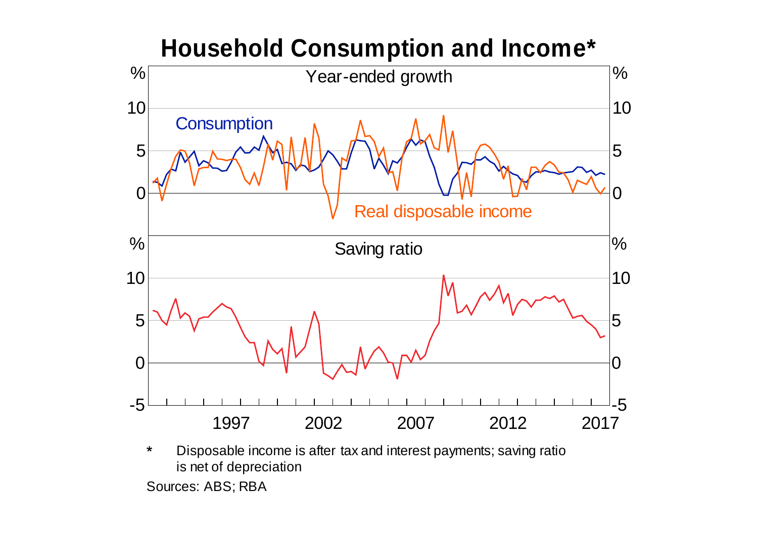# Household Consumption and Income*

Year-ended growth

Consumption

Real disposable income

Saving ratio

\* Disposable income is after tax and interest payments; saving ratio is net of depreciation

Sources: ABS; RBA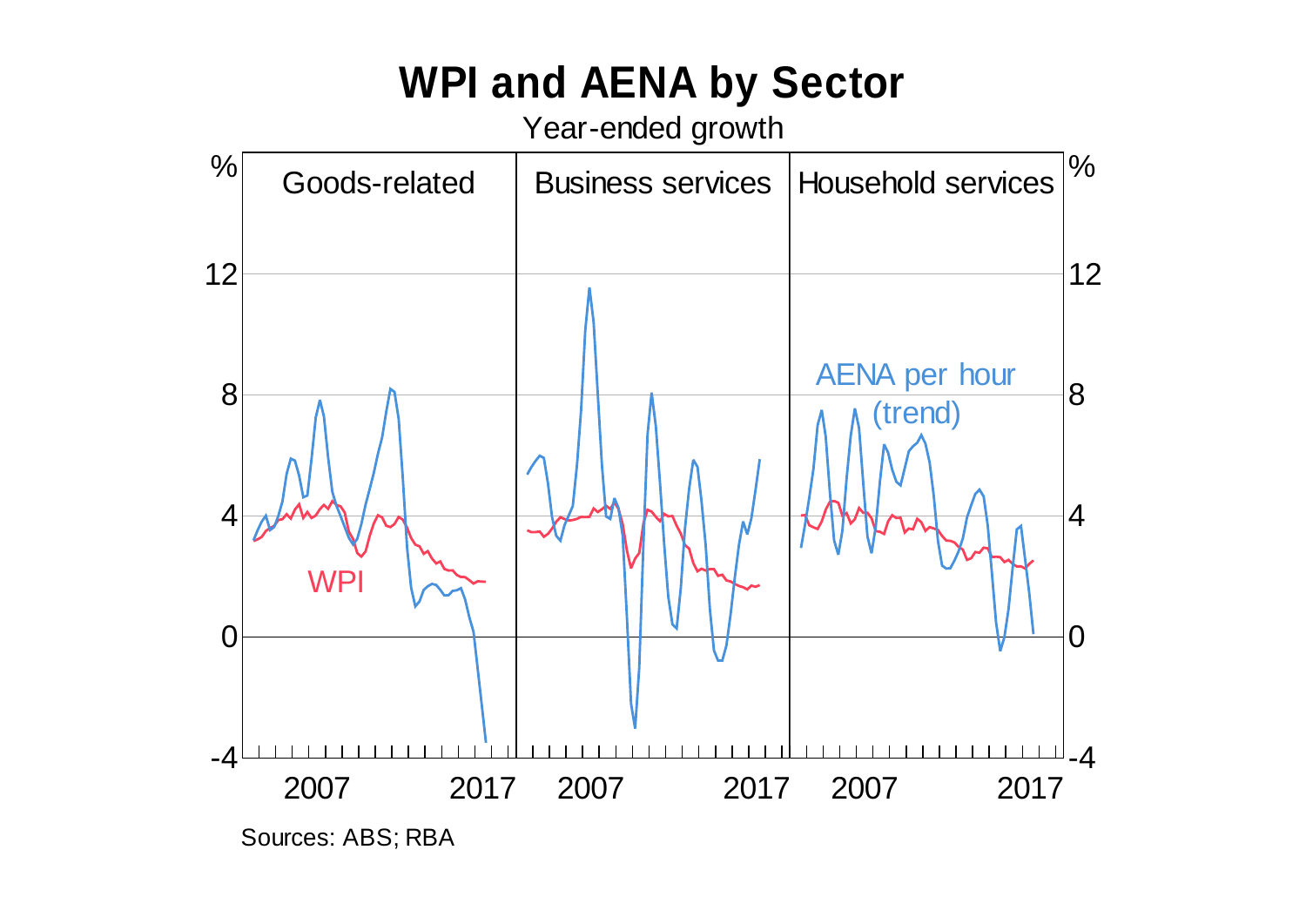# WPI and AENA by Sector

Year-ended growth

Sources: ABS; RBA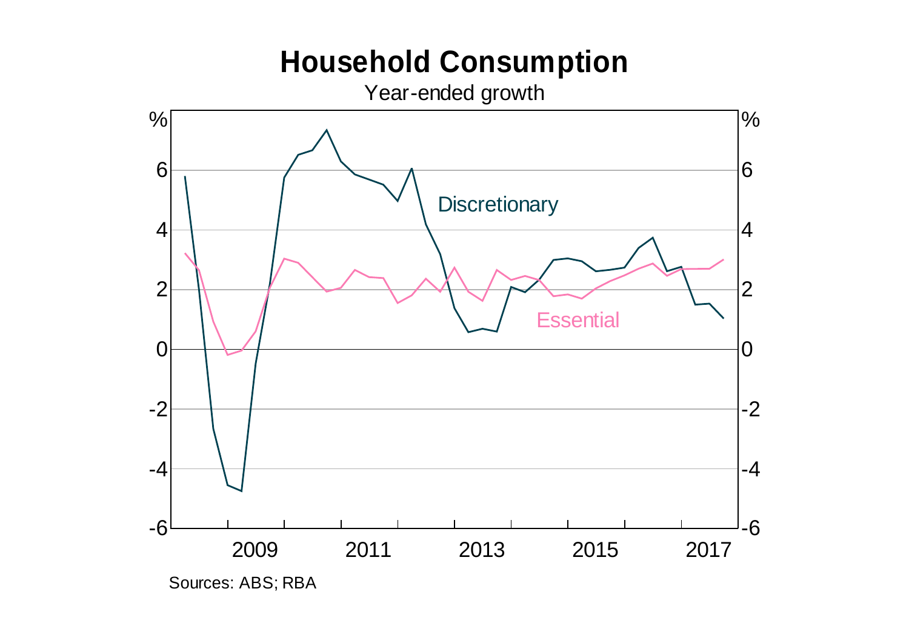# Household Consumption

Year-ended growth

%

%

6

4

2

0

-2

-4

-6

Discretionary

Essential

2009

2011

2013

2015

2017

Sources: ABS; RBA